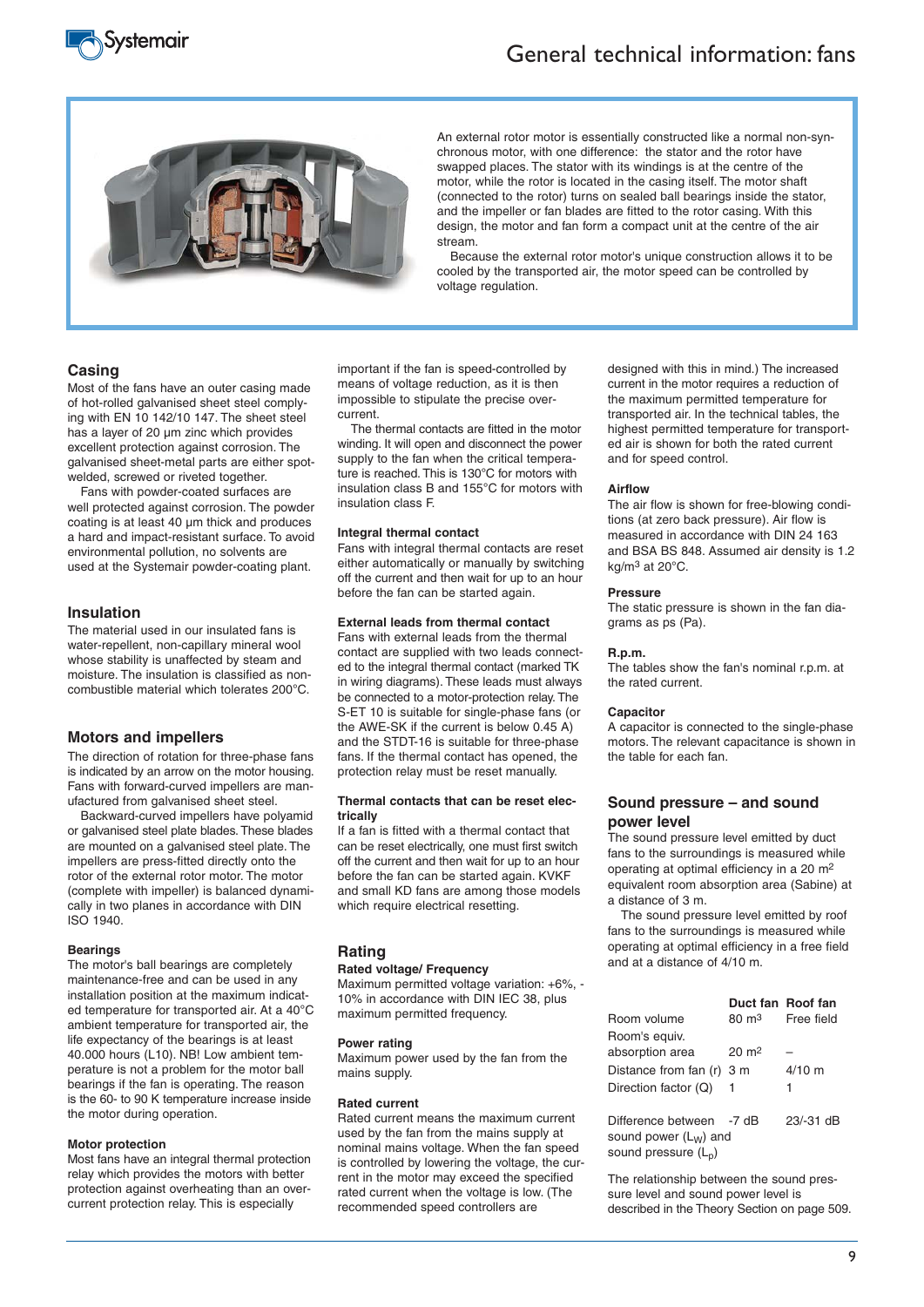# General technical information: fans

An external rotor motor is essentially constructed like a normal non-synchronous motor, with one difference: the stator and the rotor have swapped places. The stator with its windings is at the centre of the motor, while the rotor is located in the casing itself. The motor shaft (connected to the rotor) turns on sealed ball bearings inside the stator, and the impeller or fan blades are fitted to the rotor casing. With this design, the motor and fan form a compact unit at the centre of the air stream.

Because the external rotor motor's unique construction allows it to be cooled by the transported air, the motor speed can be controlled by voltage regulation.

## Casing

Most of the fans have an outer casing made of hot-rolled galvanised sheet steel complying with EN 10 142/10 147. The sheet steel has a layer of 20 µm zinc which provides excellent protection against corrosion. The galvanised sheet-metal parts are either spot-welded, screwed or riveted together.

Fans with powder-coated surfaces are well protected against corrosion. The powder coating is at least 40 µm thick and produces a hard and impact-resistant surface. To avoid environmental pollution, no solvents are used at the Systemair powder-coating plant.

## Insulation

The material used in our insulated fans is water-repellent, non-capillary mineral wool whose stability is unaffected by steam and moisture. The insulation is classified as non-combustible material which tolerates 200°C.

## Motors and impellers

The direction of rotation for three-phase fans is indicated by an arrow on the motor housing. Fans with forward-curved impellers are manufactured from galvanised sheet steel.

Backward-curved impellers have polyamid or galvanised steel plate blades. These blades are mounted on a galvanised steel plate. The impellers are press-fitted directly onto the rotor of the external rotor motor. The motor (complete with impeller) is balanced dynamically in two planes in accordance with DIN ISO 1940.

### Bearings

The motor's ball bearings are completely maintenance-free and can be used in any installation position at the maximum indicated temperature for transported air. At a 40°C ambient temperature for transported air, the life expectancy of the bearings is at least 40.000 hours (L10). NB! Low ambient temperature is not a problem for the motor ball bearings if the fan is operating. The reason is the 60- to 90 K temperature increase inside the motor during operation.

### Motor protection

Most fans have an integral thermal protection relay which provides the motors with better protection against overheating than an overcurrent protection relay. This is especially important if the fan is speed-controlled by means of voltage reduction, as it is then impossible to stipulate the precise overcurrent.

The thermal contacts are fitted in the motor winding. It will open and disconnect the power supply to the fan when the critical temperature is reached. This is 130°C for motors with insulation class B and 155°C for motors with insulation class F.

### Integral thermal contact

Fans with integral thermal contacts are reset either automatically or manually by switching off the current and then wait for up to an hour before the fan can be started again.

### External leads from thermal contact

Fans with external leads from the thermal contact are supplied with two leads connected to the integral thermal contact (marked TK in wiring diagrams). These leads must always be connected to a motor-protection relay. The S-ET 10 is suitable for single-phase fans (or the AWE-SK if the current is below 0.45 A) and the STDT-16 is suitable for three-phase fans. If the thermal contact has opened, the protection relay must be reset manually.

### Thermal contacts that can be reset electrically

If a fan is fitted with a thermal contact that can be reset electrically, one must first switch off the current and then wait for up to an hour before the fan can be started again. KVKF and small KD fans are among those models which require electrical resetting.

## Rating

### Rated voltage/ Frequency

Maximum permitted voltage variation: +6%, -10% in accordance with DIN IEC 38, plus maximum permitted frequency.

### Power rating

Maximum power used by the fan from the mains supply.

### Rated current

Rated current means the maximum current used by the fan from the mains supply at nominal mains voltage. When the fan speed is controlled by lowering the voltage, the current in the motor may exceed the specified rated current when the voltage is low. (The recommended speed controllers are designed with this in mind.) The increased current in the motor requires a reduction of the maximum permitted temperature for transported air. In the technical tables, the highest permitted temperature for transported air is shown for both the rated current and for speed control.

### Airflow

The air flow is shown for free-blowing conditions (at zero back pressure). Air flow is measured in accordance with DIN 24 163 and BSA BS 848. Assumed air density is 1.2 kg/m³ at 20°C.

### Pressure

The static pressure is shown in the fan diagrams as ps (Pa).

### R.p.m.

The tables show the fan's nominal r.p.m. at the rated current.

### Capacitor

A capacitor is connected to the single-phase motors. The relevant capacitance is shown in the table for each fan.

## Sound pressure – and sound power level

The sound pressure level emitted by duct fans to the surroundings is measured while operating at optimal efficiency in a 20 m² equivalent room absorption area (Sabine) at a distance of 3 m.

The sound pressure level emitted by roof fans to the surroundings is measured while operating at optimal efficiency in a free field and at a distance of 4/10 m.

| | Duct fan | Roof fan |
|---|---|---|
| Room volume | 80 m³ | Free field |
| Room's equiv. absorption area | 20 m² | – |
| Distance from fan (r) | 3 m | 4/10 m |
| Direction factor (Q) | 1 | 1 |
| Difference between sound power ($L_W$) and sound pressure ($L_p$) | -7 dB | 23/-31 dB |

The relationship between the sound pressure level and sound power level is described in the Theory Section on page 509.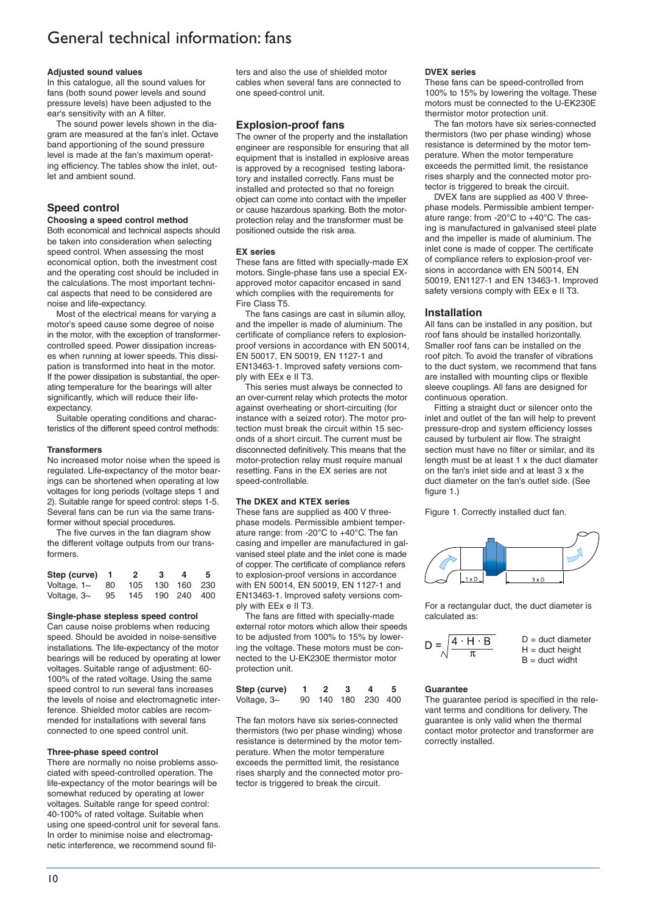# General technical information: fans

### Adjusted sound values

In this catalogue, all the sound values for fans (both sound power levels and sound pressure levels) have been adjusted to the ear's sensitivity with an A filter.

The sound power levels shown in the diagram are measured at the fan's inlet. Octave band apportioning of the sound pressure level is made at the fan's maximum operating efficiency. The tables show the inlet, outlet and ambient sound.

## Speed control

### Choosing a speed control method

Both economical and technical aspects should be taken into consideration when selecting speed control. When assessing the most economical option, both the investment cost and the operating cost should be included in the calculations. The most important technical aspects that need to be considered are noise and life-expectancy.

Most of the electrical means for varying a motor's speed cause some degree of noise in the motor, with the exception of transformer-controlled speed. Power dissipation increases when running at lower speeds. This dissipation is transformed into heat in the motor. If the power dissipation is substantial, the operating temperature for the bearings will alter significantly, which will reduce their life-expectancy.

Suitable operating conditions and characteristics of the different speed control methods:

### Transformers

No increased motor noise when the speed is regulated. Life-expectancy of the motor bearings can be shortened when operating at low voltages for long periods (voltage steps 1 and 2). Suitable range for speed control: steps 1-5. Several fans can be run via the same transformer without special procedures.

The five curves in the fan diagram show the different voltage outputs from our transformers.

| Step (curve) | 1 | 2 | 3 | 4 | 5 |
|---|---|---|---|---|---|
| Voltage, 1~ | 80 | 105 | 130 | 160 | 230 |
| Voltage, 3~ | 95 | 145 | 190 | 240 | 400 |

### Single-phase stepless speed control

Can cause noise problems when reducing speed. Should be avoided in noise-sensitive installations. The life-expectancy of the motor bearings will be reduced by operating at lower voltages. Suitable range of adjustment: 60-100% of the rated voltage. Using the same speed control to run several fans increases the levels of noise and electromagnetic interference. Shielded motor cables are recommended for installations with several fans connected to one speed control unit.

### Three-phase speed control

There are normally no noise problems associated with speed-controlled operation. The life-expectancy of the motor bearings will be somewhat reduced by operating at lower voltages. Suitable range for speed control: 40-100% of rated voltage. Suitable when using one speed-control unit for several fans. In order to minimise noise and electromagnetic interference, we recommend sound filters and also the use of shielded motor cables when several fans are connected to one speed-control unit.

## Explosion-proof fans

The owner of the property and the installation engineer are responsible for ensuring that all equipment that is installed in explosive areas is approved by a recognised testing laboratory and installed correctly. Fans must be installed and protected so that no foreign object can come into contact with the impeller or cause hazardous sparking. Both the motor-protection relay and the transformer must be positioned outside the risk area.

### EX series

These fans are fitted with specially-made EX motors. Single-phase fans use a special EX-approved motor capacitor encased in sand which complies with the requirements for Fire Class T5.

The fans casings are cast in silumin alloy, and the impeller is made of aluminium. The certificate of compliance refers to explosion-proof versions in accordance with EN 50014, EN 50017, EN 50019, EN 1127-1 and EN13463-1. Improved safety versions comply with EEx e II T3.

This series must always be connected to an over-current relay which protects the motor against overheating or short-circuiting (for instance with a seized rotor). The motor protection must break the circuit within 15 seconds of a short circuit. The current must be disconnected definitively. This means that the motor-protection relay must require manual resetting. Fans in the EX series are not speed-controllable.

### The DKEX and KTEX series

These fans are supplied as 400 V three-phase models. Permissible ambient temperature range: from -20°C to +40°C. The fan casing and impeller are manufactured in galvanised steel plate and the inlet cone is made of copper. The certificate of compliance refers to explosion-proof versions in accordance with EN 50014, EN 50019, EN 1127-1 and EN13463-1. Improved safety versions comply with EEx e II T3.

The fans are fitted with specially-made external rotor motors which allow their speeds to be adjusted from 100% to 15% by lowering the voltage. These motors must be connected to the U-EK230E thermistor motor protection unit.

| Step (curve) | 1 | 2 | 3 | 4 | 5 |
|---|---|---|---|---|---|
| Voltage, 3~ | 90 | 140 | 180 | 230 | 400 |

The fan motors have six series-connected thermistors (two per phase winding) whose resistance is determined by the motor temperature. When the motor temperature exceeds the permitted limit, the resistance rises sharply and the connected motor protector is triggered to break the circuit.

### DVEX series

These fans can be speed-controlled from 100% to 15% by lowering the voltage. These motors must be connected to the U-EK230E thermistor motor protection unit.

The fan motors have six series-connected thermistors (two per phase winding) whose resistance is determined by the motor temperature. When the motor temperature exceeds the permitted limit, the resistance rises sharply and the connected motor protector is triggered to break the circuit.

DVEX fans are supplied as 400 V three-phase models. Permissible ambient temperature range: from -20°C to +40°C. The casing is manufactured in galvanised steel plate and the impeller is made of aluminium. The inlet cone is made of copper. The certificate of compliance refers to explosion-proof versions in accordance with EN 50014, EN 50019, EN1127-1 and EN 13463-1. Improved safety versions comply with EEx e II T3.

## Installation

All fans can be installed in any position, but roof fans should be installed horizontally. Smaller roof fans can be installed on the roof pitch. To avoid the transfer of vibrations to the duct system, we recommend that fans are installed with mounting clips or flexible sleeve couplings. All fans are designed for continuous operation.

Fitting a straight duct or silencer onto the inlet and outlet of the fan will help to prevent pressure-drop and system efficiency losses caused by turbulent air flow. The straight section must have no filter or similar, and its length must be at least 1 x the duct diamater on the fan's inlet side and at least 3 x the duct diameter on the fan's outlet side. (See figure 1.)

Figure 1. Correctly installed duct fan.

For a rectangular duct, the duct diameter is calculated as:

$$D = \sqrt{\frac{4 \cdot H \cdot B}{\pi}}$$

D = duct diameter
H = duct height
B = duct widht

### Guarantee

The guarantee period is specified in the relevant terms and conditions for delivery. The guarantee is only valid when the thermal contact motor protector and transformer are correctly installed.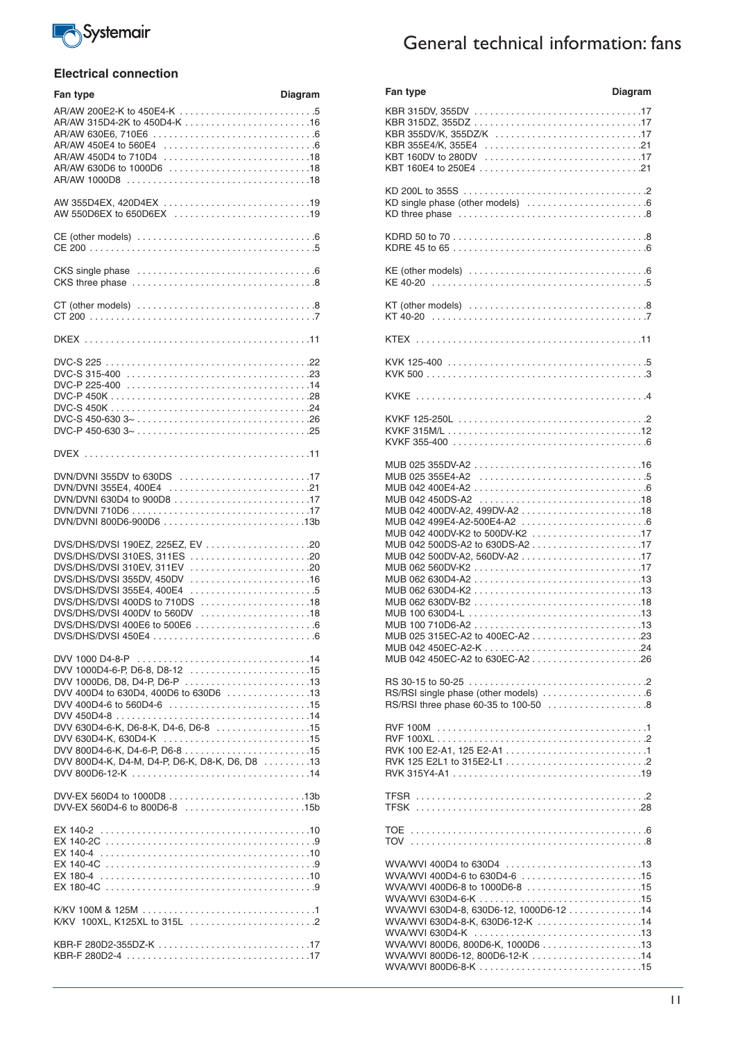# General technical information: fans

## Electrical connection

| Fan type | Diagram |
|---|---|
| AR/AW 200E2-K to 450E4-K | 5 |
| AR/AW 315D4-2K to 450D4-K | 16 |
| AR/AW 630E6, 710E6 | 6 |
| AR/AW 450E4 to 560E4 | 6 |
| AR/AW 450D4 to 710D4 | 18 |
| AR/AW 630D6 to 1000D6 | 18 |
| AR/AW 1000D8 | 18 |
| AW 355D4EX, 420D4EX | 19 |
| AW 550D6EX to 650D6EX | 19 |
| CE (other models) | 6 |
| CE 200 | 5 |
| CKS single phase | 6 |
| CKS three phase | 8 |
| CT (other models) | 8 |
| CT 200 | 7 |
| DKEX | 11 |
| DVC-S 225 | 22 |
| DVC-S 315-400 | 23 |
| DVC-P 225-400 | 14 |
| DVC-P 450K | 28 |
| DVC-S 450K | 24 |
| DVC-S 450-630 3~ | 26 |
| DVC-P 450-630 3~ | 25 |
| DVEX | 11 |
| DVN/DVNI 355DV to 630DS | 17 |
| DVN/DVNI 355E4, 400E4 | 21 |
| DVN/DVNI 630D4 to 900D8 | 17 |
| DVN/DVNI 710D6 | 17 |
| DVN/DVNI 800D6-900D6 | 13b |
| DVS/DHS/DVSI 190EZ, 225EZ, EV | 20 |
| DVS/DHS/DVSI 310ES, 311ES | 20 |
| DVS/DHS/DVSI 310EV, 311EV | 20 |
| DVS/DHS/DVSI 355DV, 450DV | 16 |
| DVS/DHS/DVSI 355E4, 400E4 | 5 |
| DVS/DHS/DVSI 400DS to 710DS | 18 |
| DVS/DHS/DVSI 400DV to 560DV | 18 |
| DVS/DHS/DVSI 400E6 to 500E6 | 6 |
| DVS/DHS/DVSI 450E4 | 6 |
| DVV 1000 D4-8-P | 14 |
| DVV 1000D4-6-P, D6-8, D8-12 | 15 |
| DVV 1000D6, D8, D4-P, D6-P | 13 |
| DVV 400D4 to 630D4, 400D6 to 630D6 | 13 |
| DVV 400D4-6 to 560D4-6 | 15 |
| DVV 450D4-8 | 14 |
| DVV 630D4-6-K, D6-8-K, D4-6, D6-8 | 15 |
| DVV 630D4-K, 630D4-K | 15 |
| DVV 800D4-6-K, D4-6-P, D6-8 | 15 |
| DVV 800D4-K, D4-M, D4-P, D6-K, D8-K, D6, D8 | 13 |
| DVV 800D6-12-K | 14 |
| DVV-EX 560D4 to 1000D8 | 13b |
| DVV-EX 560D4-6 to 800D6-8 | 15b |
| EX 140-2 | 10 |
| EX 140-2C | 9 |
| EX 140-4 | 10 |
| EX 140-4C | 9 |
| EX 180-4 | 10 |
| EX 180-4C | 9 |
| K/KV 100M & 125M | 1 |
| K/KV 100XL, K125XL to 315L | 2 |
| KBR-F 280D2-355DZ-K | 17 |
| KBR-F 280D2-4 | 17 |
| KBR 315DV, 355DV | 17 |
| KBR 315DZ, 355DZ | 17 |
| KBR 355DV/K, 355DZ/K | 17 |
| KBR 355E4/K, 355E4 | 21 |
| KBT 160DV to 280DV | 17 |
| KBT 160E4 to 250E4 | 21 |
| KD 200L to 355S | 2 |
| KD single phase (other models) | 6 |
| KD three phase | 8 |
| KDRD 50 to 70 | 8 |
| KDRE 45 to 65 | 6 |
| KE (other models) | 6 |
| KE 40-20 | 5 |
| KT (other models) | 8 |
| KT 40-20 | 7 |
| KTEX | 11 |
| KVK 125-400 | 5 |
| KVK 500 | 3 |
| KVKE | 4 |
| KVKF 125-250L | 2 |
| KVKF 315M/L | 12 |
| KVKF 355-400 | 6 |
| MUB 025 355DV-A2 | 16 |
| MUB 025 355E4-A2 | 5 |
| MUB 042 400E4-A2 | 6 |
| MUB 042 450DS-A2 | 18 |
| MUB 042 400DV-A2, 499DV-A2 | 18 |
| MUB 042 499E4-A2-500E4-A2 | 6 |
| MUB 042 400DV-K2 to 500DV-K2 | 17 |
| MUB 042 500DS-A2 to 630DS-A2 | 17 |
| MUB 042 500DV-A2, 560DV-A2 | 17 |
| MUB 042 560DV-K2 | 17 |
| MUB 062 630D4-A2 | 13 |
| MUB 062 630D4-K2 | 13 |
| MUB 062 630DV-B2 | 18 |
| MUB 100 630D4-L | 13 |
| MUB 100 710D6-A2 | 13 |
| MUB 025 315EC-A2 to 400EC-A2 | 23 |
| MUB 042 450EC-A2-K | 24 |
| MUB 042 450EC-A2 to 630EC-A2 | 26 |
| RS 30-15 to 50-25 | 2 |
| RS/RSI single phase (other models) | 6 |
| RS/RSI three phase 60-35 to 100-50 | 8 |
| RVF 100M | 1 |
| RVF 100XL | 2 |
| RVK 100 E2-A1, 125 E2-A1 | 1 |
| RVK 125 E2L1 to 315E2-L1 | 2 |
| RVK 315Y4-A1 | 19 |
| TFSR | 2 |
| TFSK | 28 |
| TOE | 6 |
| TOV | 8 |
| WVA/WVI 400D4 to 630D4 | 13 |
| WVA/WVI 400D4-6 to 630D4-6 | 15 |
| WVA/WVI 400D6-8 to 1000D6-8 | 15 |
| WVA/WVI 630D4-6-K | 15 |
| WVA/WVI 630D4-8, 630D6-12, 1000D6-12 | 14 |
| WVA/WVI 630D4-8-K, 630D6-12-K | 14 |
| WVA/WVI 630D4-K | 13 |
| WVA/WVI 800D6, 800D6-K, 1000D6 | 13 |
| WVA/WVI 800D6-12, 800D6-12-K | 14 |
| WVA/WVI 800D6-8-K | 15 |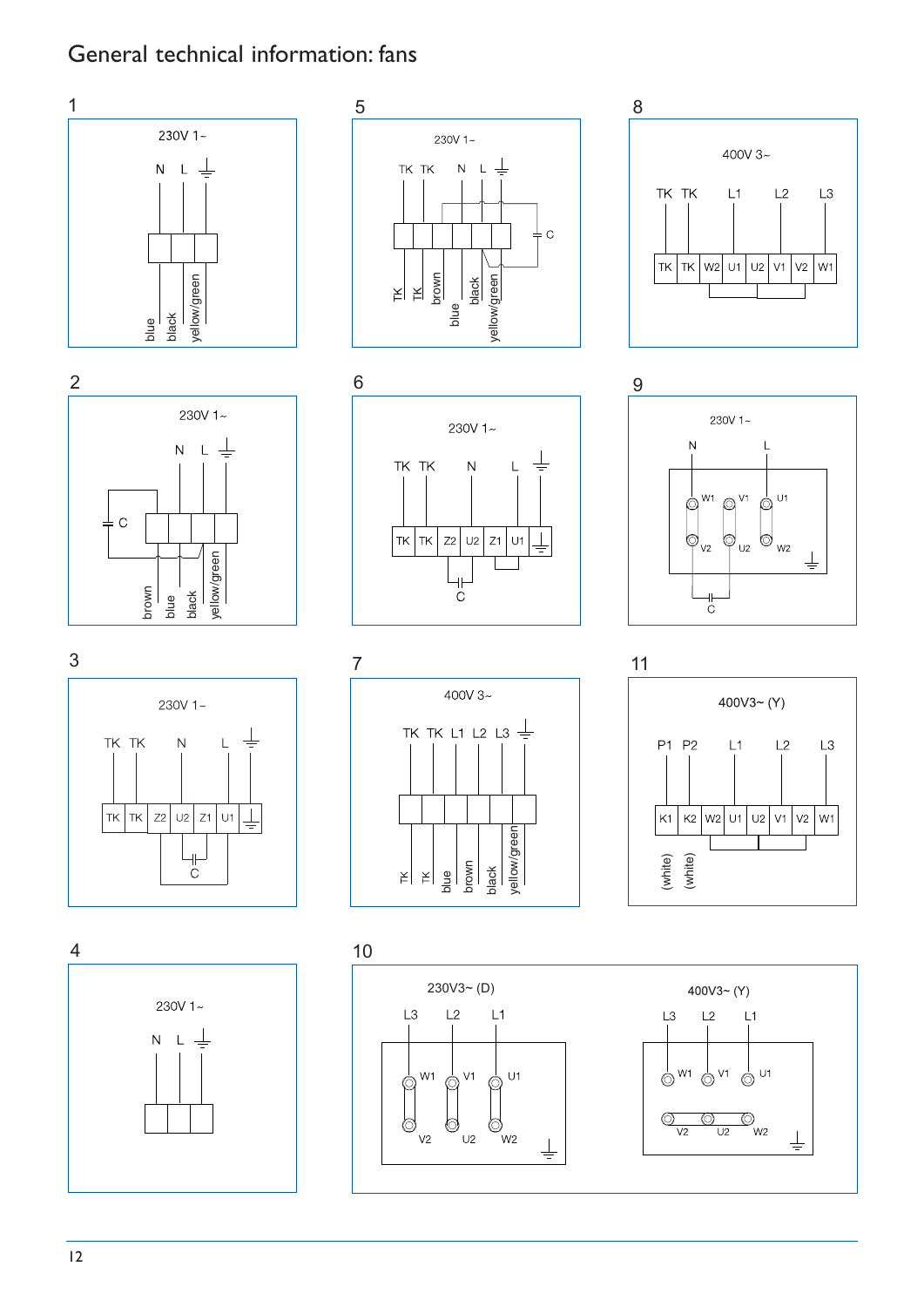# General technical information: fans

1

230V 1~

N L ⏚

blue black yellow/green

2

230V 1~

N L ⏚

C

brown blue black yellow/green

3

230V 1~

TK TK N L ⏚

TK TK Z2 U2 Z1 U1 ⏚

C

4

230V 1~

N L ⏚

5

230V 1~

TK TK N L ⏚

C

TK TK brown blue black yellow/green

6

230V 1~

TK TK N L ⏚

TK TK Z2 U2 Z1 U1 ⏚

C

7

400V 3~

TK TK L1 L2 L3 ⏚

TK TK blue brown black yellow/green

8

400V 3~

TK TK L1 L2 L3

TK TK W2 U1 U2 V1 V2 W1

9

230V 1~

N L

W1 V1 U1

V2 U2 W2

C

10

230V3~ (D)

L3 L2 L1

W1 V1 U1

V2 U2 W2

400V3~ (Y)

L3 L2 L1

W1 V1 U1

V2 U2 W2

11

400V3~ (Y)

P1 P2 L1 L2 L3

K1 K2 W2 U1 U2 V1 V2 W1

(white) (white)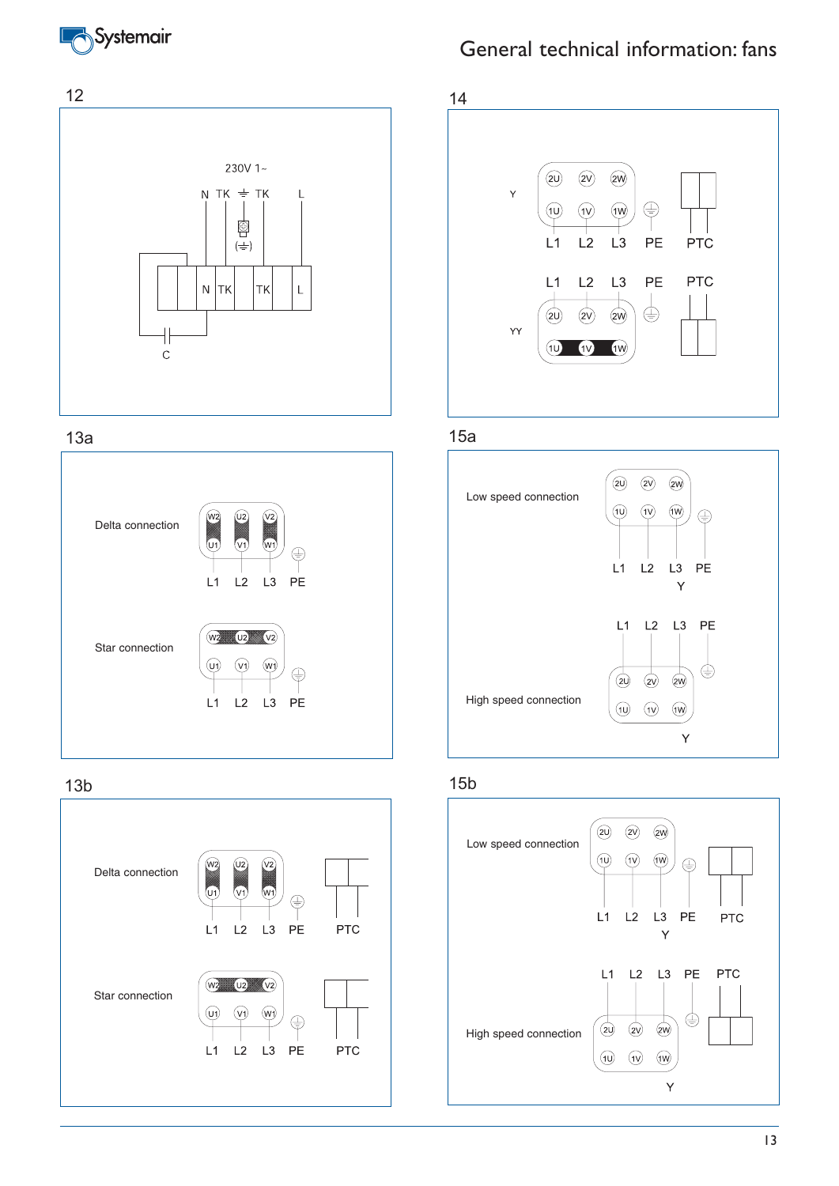## 12

230V 1~

N TK ⏚ TK L

(⏚)

N TK TK L

C

## 13a

Delta connection

W2 U2 V2

U1 V1 W1

L1 L2 L3 PE

Star connection

W2 U2 V2

U1 V1 W1

L1 L2 L3 PE

## 13b

Delta connection

W2 U2 V2

U1 V1 W1

L1 L2 L3 PE PTC

Star connection

W2 U2 V2

U1 V1 W1

L1 L2 L3 PE PTC

## 14

Y

2U 2V 2W

1U 1V 1W

L1 L2 L3 PE PTC

L1 L2 L3 PE PTC

YY

2U 2V 2W

1U 1V 1W

## 15a

Low speed connection

2U 2V 2W

1U 1V 1W

L1 L2 L3 PE

Y

L1 L2 L3 PE

High speed connection

2U 2V 2W

1U 1V 1W

Y

## 15b

Low speed connection

2U 2V 2W

1U 1V 1W

L1 L2 L3 PE PTC

Y

L1 L2 L3 PE PTC

High speed connection

2U 2V 2W

1U 1V 1W

Y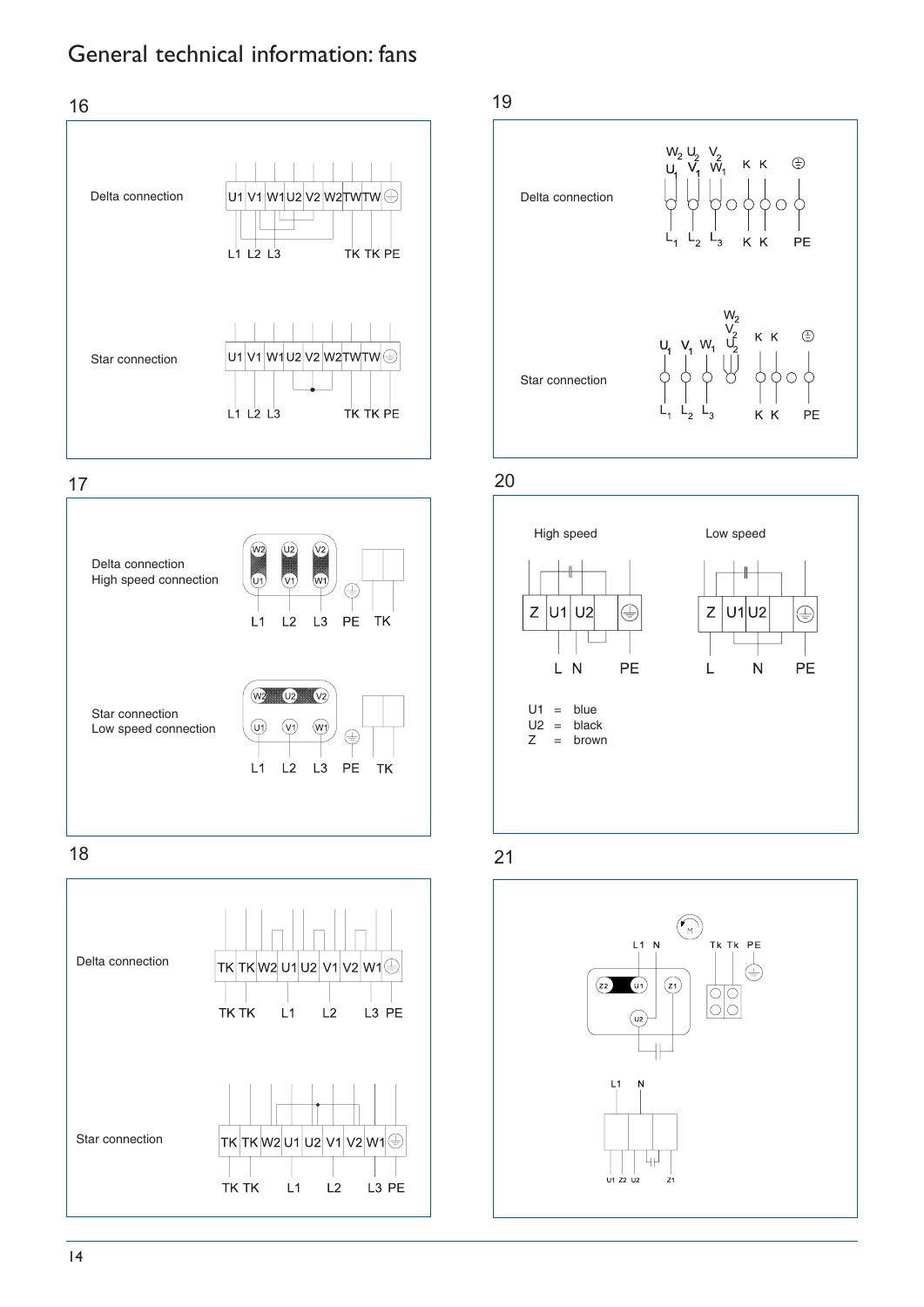# General technical information: fans

16

Delta connection

U1 V1 W1 U2 V2 W2 TW TW

L1 L2 L3 TK TK PE

Star connection

U1 V1 W1 U2 V2 W2 TW TW

L1 L2 L3 TK TK PE

17

Delta connection
High speed connection

W2 U2 V2
U1 V1 W1

L1 L2 L3 PE TK

Star connection
Low speed connection

W2 U2 V2
U1 V1 W1

L1 L2 L3 PE TK

18

Delta connection

TK TK W2 U1 U2 V1 V2 W1

TK TK L1 L2 L3 PE

Star connection

TK TK W2 U1 U2 V1 V2 W1

TK TK L1 L2 L3 PE

19

Delta connection

$W_2$ $U_2$ $V_2$
$U_1$ $V_1$ $W_1$ K K

$L_1$ $L_2$ $L_3$ K K PE

Star connection

$W_2$
$V_2$
$U_1$ $V_1$ $W_1$ $U_2$ K K

$L_1$ $L_2$ $L_3$ K K PE

20

High speed

Z U1 U2

L N PE

Low speed

Z U1 U2

L N PE

U1 = blue
U2 = black
Z = brown

21

L1 N Tk Tk PE

Z2 U1 Z1
U2

L1 N

U1 Z2 U2 Z1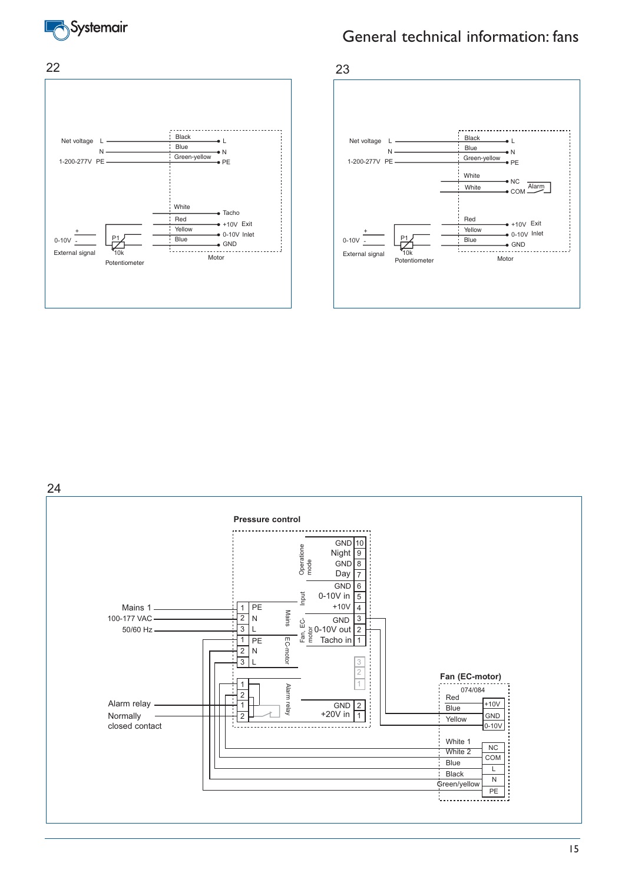# General technical information: fans

22

Net voltage L
N
1-200-277V PE

Black — L
Blue — N
Green-yellow — PE

White — Tacho
Red — +10V Exit
Yellow — 0-10V Inlet
Blue — GND

0-10V + -
External signal

P1 10k
Potentiometer

Motor

23

Net voltage L
N
1-200-277V PE

Black — L
Blue — N
Green-yellow — PE

White — NC
White — COM
Alarm

Red — +10V Exit
Yellow — 0-10V Inlet
Blue — GND

0-10V + -
External signal

P1 10k
Potentiometer

Motor

24

Pressure control

| | | |
|---|---|---|
| Operatione mode | GND | 10 |
| | Night | 9 |
| | GND | 8 |
| | Day | 7 |
| Input | GND | 6 |
| | 0-10V in | 5 |
| | +10V | 4 |
| Fan, EC-motor | GND | 3 |
| | 0-10V out | 2 |
| | Tacho in | 1 |

Mains 1
100-177 VAC
50/60 Hz

Mains: 1 PE, 2 N, 3 L

EC-motor: 1 PE, 2 N, 3 L

Alarm relay: 1, 2

Alarm relay
Normally closed contact

GND 2
+20V in 1

Fan (EC-motor)
074/084

| | |
|---|---|
| Red | +10V |
| Blue | GND |
| Yellow | 0-10V |
| White 1 | NC |
| White 2 | COM |
| Blue | L |
| Black | N |
| Green/yellow | PE |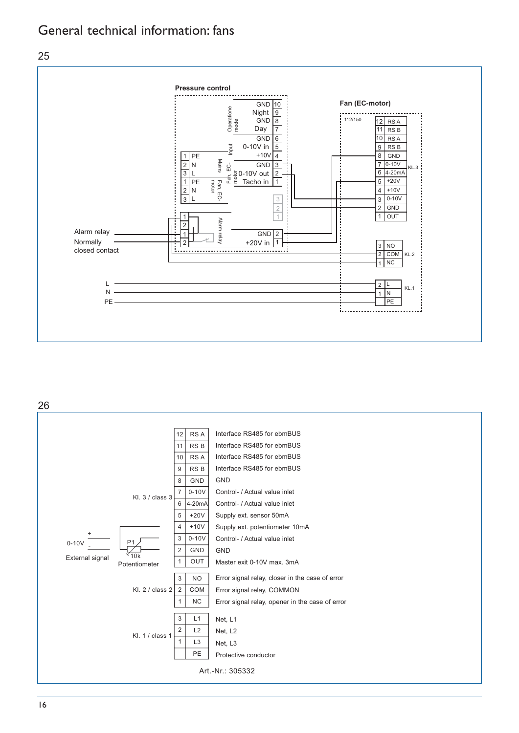# General technical information: fans

25

**Pressure control**

| Terminal | Function | Group |
|---|---|---|
| 10 | GND | Operatione mode |
| 9 | Night | Operatione mode |
| 8 | GND | Operatione mode |
| 7 | Day | Operatione mode |
| 6 | GND | Input |
| 5 | 0-10V in | Input |
| 4 | +10V | Input |
| 3 | GND | Fan, EC-motor |
| 2 | 0-10V out | Fan, EC-motor |
| 1 | Tacho in | Fan, EC-motor |

| Terminal | Function | Group |
|---|---|---|
| 1 | PE | Mains |
| 2 | N | Mains |
| 3 | L | Mains |
| 1 | PE | Fan, EC-motor |
| 2 | N | Fan, EC-motor |
| 3 | L | Fan, EC-motor |

| Terminal | Function | Group |
|---|---|---|
| 1 | | Alarm relay |
| 2 | | Alarm relay |
| 1 | | Alarm relay |
| 2 | | Alarm relay |
| 2 | GND | |
| 1 | +20V in | |

Alarm relay
Normally closed contact

**Fan (EC-motor)**

112/150

| Terminal | Function | Group |
|---|---|---|
| 12 | RS A | KL.3 |
| 11 | RS B | KL.3 |
| 10 | RS A | KL.3 |
| 9 | RS B | KL.3 |
| 8 | GND | KL.3 |
| 7 | 0-10V | KL.3 |
| 6 | 4-20mA | KL.3 |
| 5 | +20V | KL.3 |
| 4 | +10V | KL.3 |
| 3 | 0-10V | KL.3 |
| 2 | GND | KL.3 |
| 1 | OUT | KL.3 |
| 3 | NO | KL.2 |
| 2 | COM | KL.2 |
| 1 | NC | KL.2 |
| 2 | L | KL.1 |
| 1 | N | KL.1 |
| | PE | KL.1 |

L
N
PE

26

| Class | Terminal | Designation | Function |
|---|---|---|---|
| Kl. 3 / class 3 | 12 | RS A | Interface RS485 for ebmBUS |
| | 11 | RS B | Interface RS485 for ebmBUS |
| | 10 | RS A | Interface RS485 for ebmBUS |
| | 9 | RS B | Interface RS485 for ebmBUS |
| | 8 | GND | GND |
| | 7 | 0-10V | Control- / Actual value inlet |
| | 6 | 4-20mA | Control- / Actual value inlet |
| | 5 | +20V | Supply ext. sensor 50mA |
| | 4 | +10V | Supply ext. potentiometer 10mA |
| | 3 | 0-10V | Control- / Actual value inlet |
| | 2 | GND | GND |
| | 1 | OUT | Master exit 0-10V max. 3mA |
| Kl. 2 / class 2 | 3 | NO | Error signal relay, closer in the case of error |
| | 2 | COM | Error signal relay, COMMON |
| | 1 | NC | Error signal relay, opener in the case of error |
| Kl. 1 / class 1 | 3 | L1 | Net, L1 |
| | 2 | L2 | Net, L2 |
| | 1 | L3 | Net, L3 |
| | | PE | Protective conductor |

0-10V + -
External signal

P1
10k
Potentiometer

Art.-Nr.: 305332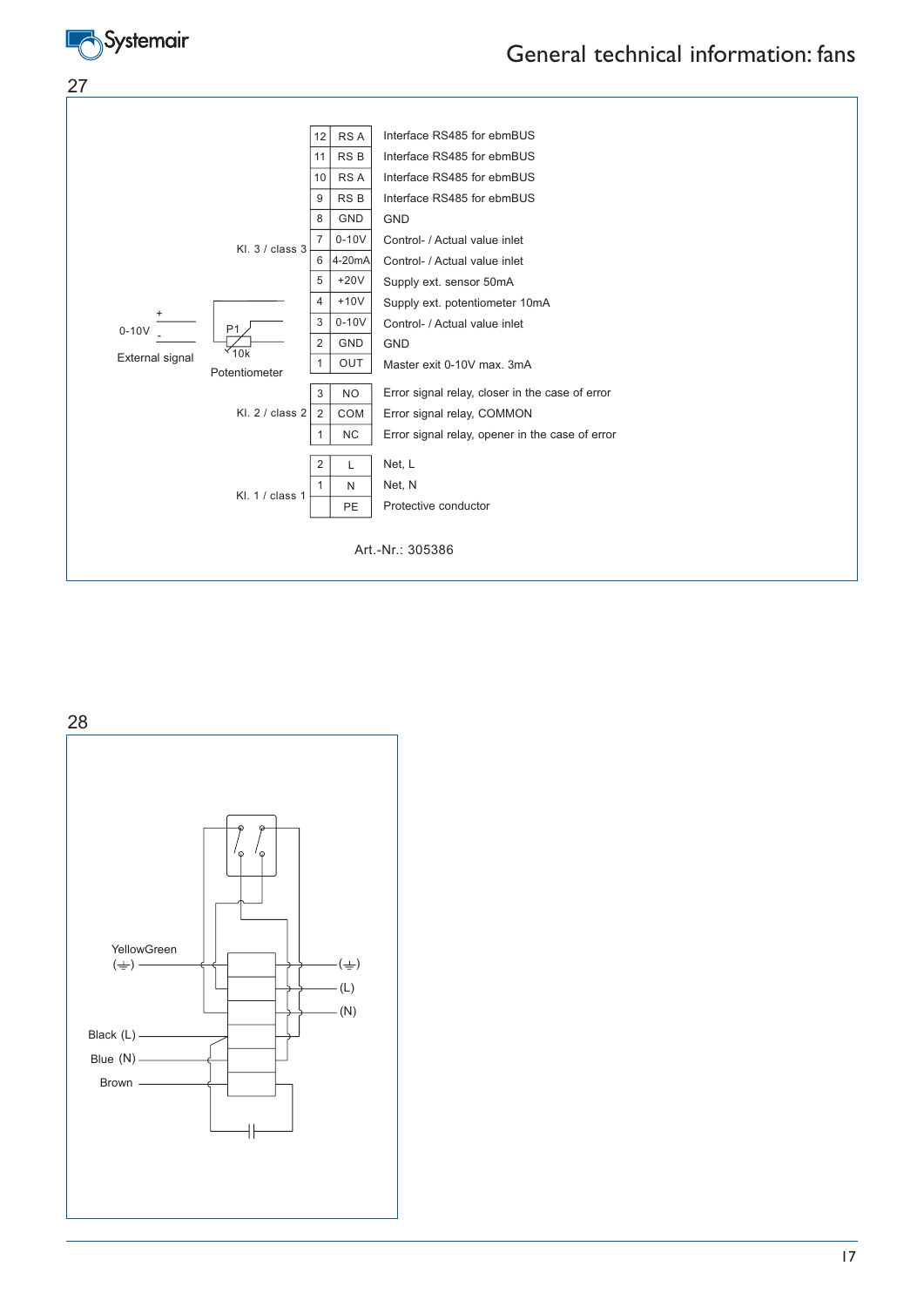27

External signal

0-10V

+

-

P1

10k

Potentiometer

| | | | |
|---|---|---|---|
| Kl. 3 / class 3 | 12 | RS A | Interface RS485 for ebmBUS |
| | 11 | RS B | Interface RS485 for ebmBUS |
| | 10 | RS A | Interface RS485 for ebmBUS |
| | 9 | RS B | Interface RS485 for ebmBUS |
| | 8 | GND | GND |
| | 7 | 0-10V | Control- / Actual value inlet |
| | 6 | 4-20mA | Control- / Actual value inlet |
| | 5 | +20V | Supply ext. sensor 50mA |
| | 4 | +10V | Supply ext. potentiometer 10mA |
| | 3 | 0-10V | Control- / Actual value inlet |
| | 2 | GND | GND |
| | 1 | OUT | Master exit 0-10V max. 3mA |
| Kl. 2 / class 2 | 3 | NO | Error signal relay, closer in the case of error |
| | 2 | COM | Error signal relay, COMMON |
| | 1 | NC | Error signal relay, opener in the case of error |
| Kl. 1 / class 1 | 2 | L | Net, L |
| | 1 | N | Net, N |
| | | PE | Protective conductor |

Art.-Nr.: 305386

28

YellowGreen
(⏚)

Black (L)

Blue (N)

Brown

(⏚)

(L)

(N)